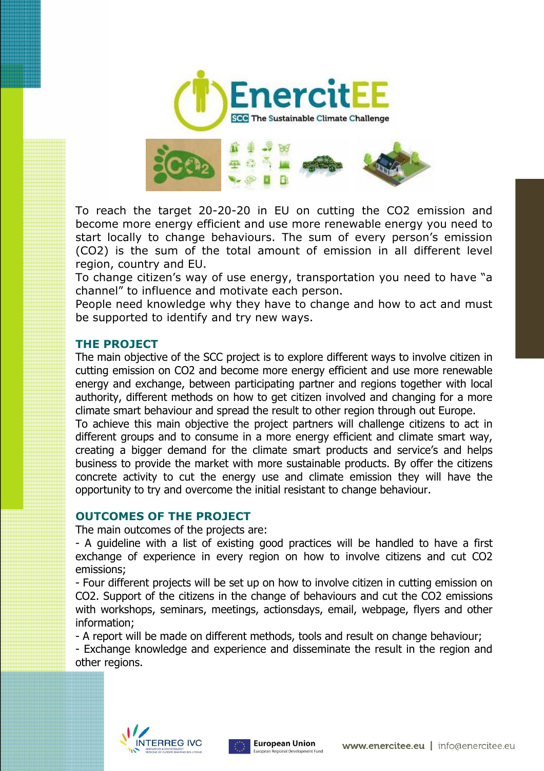# EnercitEE

SCC The Sustainable Climate Challenge

To reach the target 20-20-20 in EU on cutting the $CO_2$ emission and become more energy efficient and use more renewable energy you need to start locally to change behaviours. The sum of every person's emission ($CO_2$) is the sum of the total amount of emission in all different level region, country and EU.

To change citizen's way of use energy, transportation you need to have "a channel" to influence and motivate each person.

People need knowledge why they have to change and how to act and must be supported to identify and try new ways.

## THE PROJECT

The main objective of the SCC project is to explore different ways to involve citizen in cutting emission on $CO_2$ and become more energy efficient and use more renewable energy and exchange, between participating partner and regions together with local authority, different methods on how to get citizen involved and changing for a more climate smart behaviour and spread the result to other region through out Europe.

To achieve this main objective the project partners will challenge citizens to act in different groups and to consume in a more energy efficient and climate smart way, creating a bigger demand for the climate smart products and service's and helps business to provide the market with more sustainable products. By offer the citizens concrete activity to cut the energy use and climate emission they will have the opportunity to try and overcome the initial resistant to change behaviour.

## OUTCOMES OF THE PROJECT

The main outcomes of the projects are:

- A guideline with a list of existing good practices will be handled to have a first exchange of experience in every region on how to involve citizens and cut $CO_2$ emissions;
- Four different projects will be set up on how to involve citizen in cutting emission on $CO_2$. Support of the citizens in the change of behaviours and cut the $CO_2$ emissions with workshops, seminars, meetings, actionsdays, email, webpage, flyers and other information;
- A report will be made on different methods, tools and result on change behaviour;
- Exchange knowledge and experience and disseminate the result in the region and other regions.

INTERREG IVC | European Union – European Regional Development Fund | www.enercitee.eu | info@enercitee.eu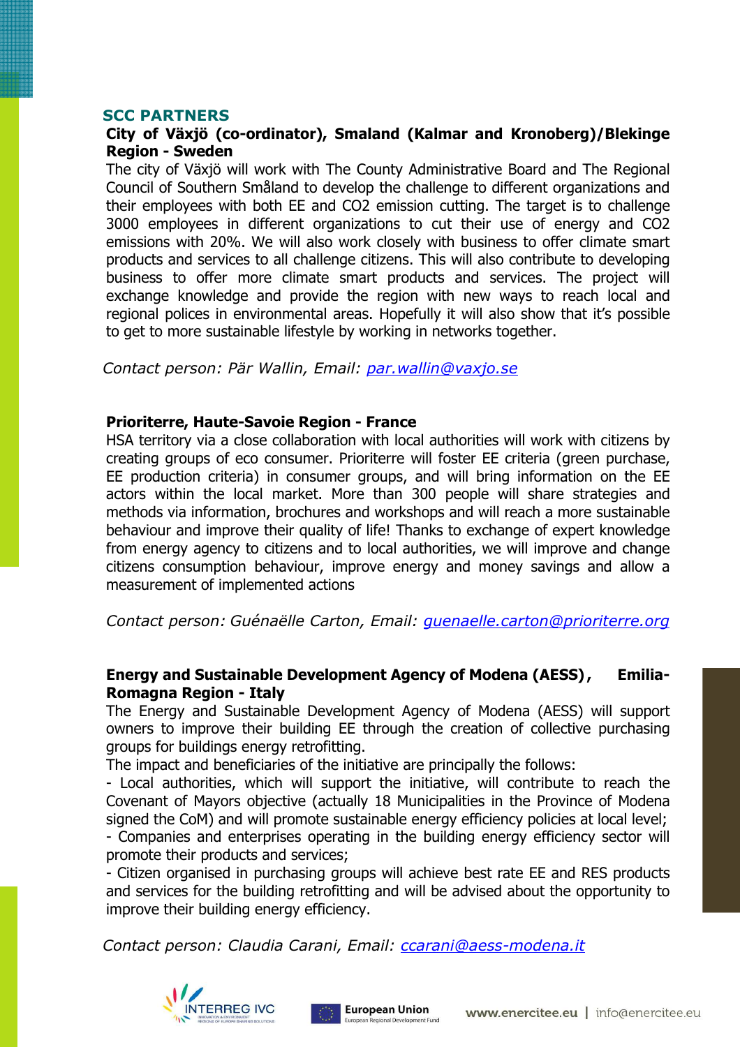## SCC PARTNERS

### City of Växjö (co-ordinator), Smaland (Kalmar and Kronoberg)/Blekinge Region - Sweden

The city of Växjö will work with The County Administrative Board and The Regional Council of Southern Småland to develop the challenge to different organizations and their employees with both EE and CO2 emission cutting. The target is to challenge 3000 employees in different organizations to cut their use of energy and CO2 emissions with 20%. We will also work closely with business to offer climate smart products and services to all challenge citizens. This will also contribute to developing business to offer more climate smart products and services. The project will exchange knowledge and provide the region with new ways to reach local and regional polices in environmental areas. Hopefully it will also show that it's possible to get to more sustainable lifestyle by working in networks together.

*Contact person: Pär Wallin, Email: par.wallin@vaxjo.se*

### Prioriterre, Haute-Savoie Region - France

HSA territory via a close collaboration with local authorities will work with citizens by creating groups of eco consumer. Prioriterre will foster EE criteria (green purchase, EE production criteria) in consumer groups, and will bring information on the EE actors within the local market. More than 300 people will share strategies and methods via information, brochures and workshops and will reach a more sustainable behaviour and improve their quality of life! Thanks to exchange of expert knowledge from energy agency to citizens and to local authorities, we will improve and change citizens consumption behaviour, improve energy and money savings and allow a measurement of implemented actions

*Contact person: Guénaëlle Carton, Email: guenaelle.carton@prioriterre.org*

### Energy and Sustainable Development Agency of Modena (AESS), Emilia-Romagna Region - Italy

The Energy and Sustainable Development Agency of Modena (AESS) will support owners to improve their building EE through the creation of collective purchasing groups for buildings energy retrofitting.

The impact and beneficiaries of the initiative are principally the follows:

- Local authorities, which will support the initiative, will contribute to reach the Covenant of Mayors objective (actually 18 Municipalities in the Province of Modena signed the CoM) and will promote sustainable energy efficiency policies at local level;
- Companies and enterprises operating in the building energy efficiency sector will promote their products and services;
- Citizen organised in purchasing groups will achieve best rate EE and RES products and services for the building retrofitting and will be advised about the opportunity to improve their building energy efficiency.

*Contact person: Claudia Carani, Email: ccarani@aess-modena.it*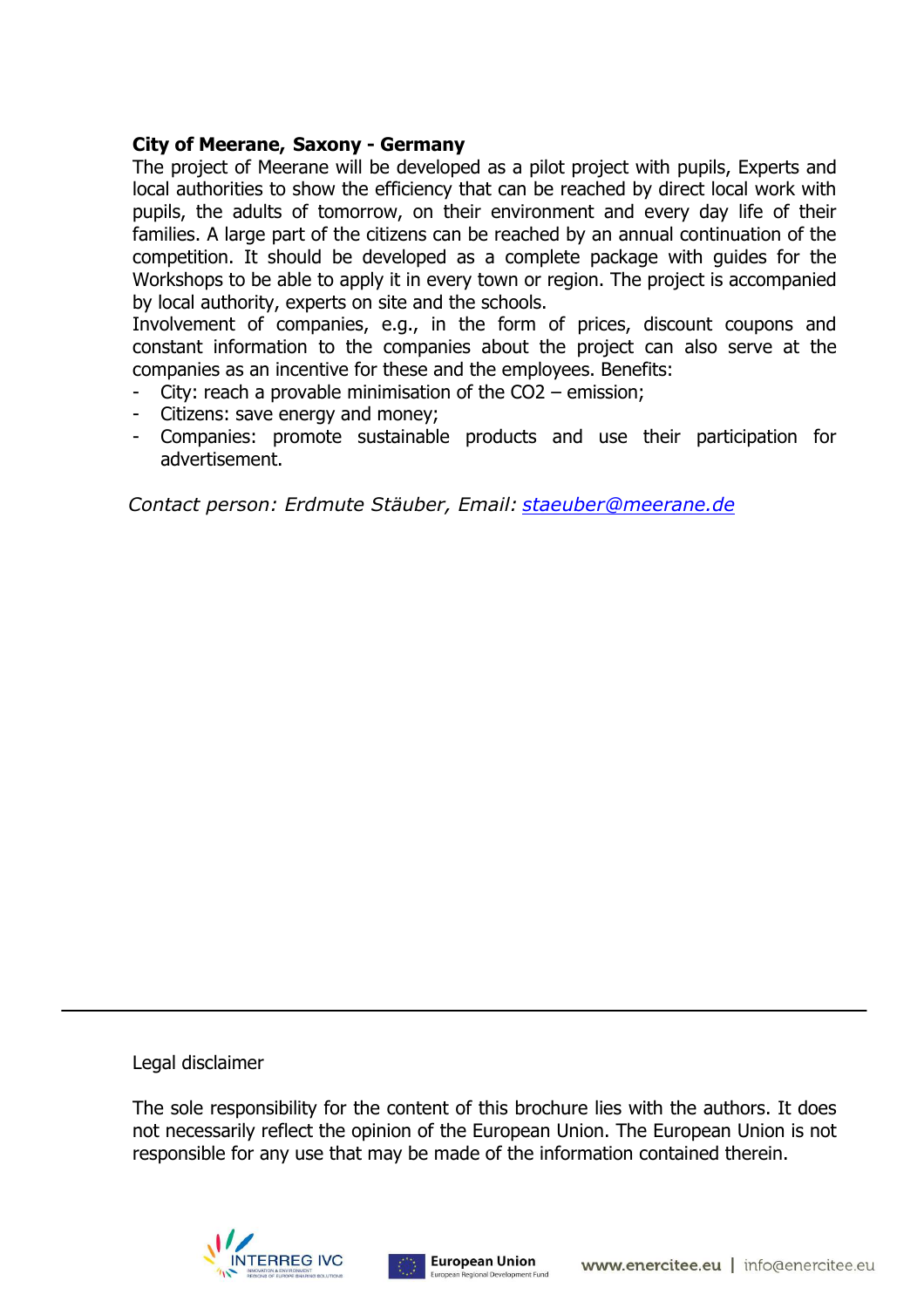**City of Meerane, Saxony - Germany**

The project of Meerane will be developed as a pilot project with pupils, Experts and local authorities to show the efficiency that can be reached by direct local work with pupils, the adults of tomorrow, on their environment and every day life of their families. A large part of the citizens can be reached by an annual continuation of the competition. It should be developed as a complete package with guides for the Workshops to be able to apply it in every town or region. The project is accompanied by local authority, experts on site and the schools.

Involvement of companies, e.g., in the form of prices, discount coupons and constant information to the companies about the project can also serve at the companies as an incentive for these and the employees. Benefits:

- City: reach a provable minimisation of the $CO_2$ – emission;
- Citizens: save energy and money;
- Companies: promote sustainable products and use their participation for advertisement.

*Contact person: Erdmute Stäuber, Email: staeuber@meerane.de*

---

Legal disclaimer

The sole responsibility for the content of this brochure lies with the authors. It does not necessarily reflect the opinion of the European Union. The European Union is not responsible for any use that may be made of the information contained therein.

INTERREG IVC

European Union
European Regional Development Fund

www.enercitee.eu | info@enercitee.eu